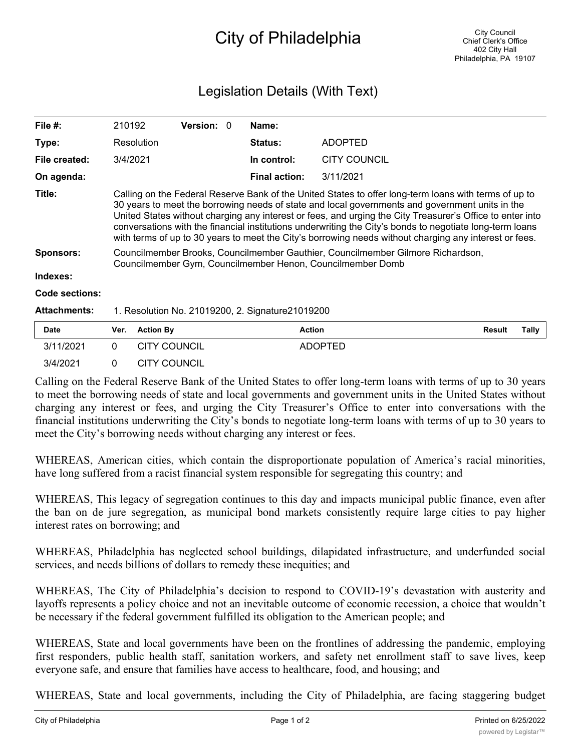# City of Philadelphia

City Council
Chief Clerk's Office
402 City Hall
Philadelphia, PA 19107

## Legislation Details (With Text)

| | | | | | |
|---|---|---|---|---|---|
| **File #:** | 210192 | **Version:** | 0 | **Name:** | |
| **Type:** | Resolution | | | **Status:** | ADOPTED |
| **File created:** | 3/4/2021 | | | **In control:** | CITY COUNCIL |
| **On agenda:** | | | | **Final action:** | 3/11/2021 |

**Title:** Calling on the Federal Reserve Bank of the United States to offer long-term loans with terms of up to 30 years to meet the borrowing needs of state and local governments and government units in the United States without charging any interest or fees, and urging the City Treasurer's Office to enter into conversations with the financial institutions underwriting the City's bonds to negotiate long-term loans with terms of up to 30 years to meet the City's borrowing needs without charging any interest or fees.

**Sponsors:** Councilmember Brooks, Councilmember Gauthier, Councilmember Gilmore Richardson, Councilmember Gym, Councilmember Henon, Councilmember Domb

**Indexes:**

**Code sections:**

**Attachments:** 1. Resolution No. 21019200, 2. Signature21019200

| Date | Ver. | Action By | Action | Result | Tally |
|---|---|---|---|---|---|
| 3/11/2021 | 0 | CITY COUNCIL | ADOPTED | | |
| 3/4/2021 | 0 | CITY COUNCIL | | | |

Calling on the Federal Reserve Bank of the United States to offer long-term loans with terms of up to 30 years to meet the borrowing needs of state and local governments and government units in the United States without charging any interest or fees, and urging the City Treasurer's Office to enter into conversations with the financial institutions underwriting the City's bonds to negotiate long-term loans with terms of up to 30 years to meet the City's borrowing needs without charging any interest or fees.

WHEREAS, American cities, which contain the disproportionate population of America's racial minorities, have long suffered from a racist financial system responsible for segregating this country; and

WHEREAS, This legacy of segregation continues to this day and impacts municipal public finance, even after the ban on de jure segregation, as municipal bond markets consistently require large cities to pay higher interest rates on borrowing; and

WHEREAS, Philadelphia has neglected school buildings, dilapidated infrastructure, and underfunded social services, and needs billions of dollars to remedy these inequities; and

WHEREAS, The City of Philadelphia's decision to respond to COVID-19's devastation with austerity and layoffs represents a policy choice and not an inevitable outcome of economic recession, a choice that wouldn't be necessary if the federal government fulfilled its obligation to the American people; and

WHEREAS, State and local governments have been on the frontlines of addressing the pandemic, employing first responders, public health staff, sanitation workers, and safety net enrollment staff to save lives, keep everyone safe, and ensure that families have access to healthcare, food, and housing; and

WHEREAS, State and local governments, including the City of Philadelphia, are facing staggering budget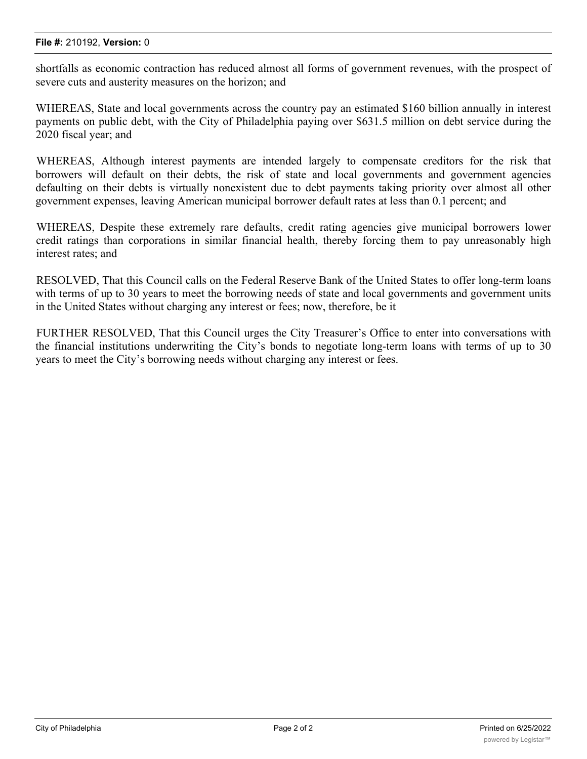shortfalls as economic contraction has reduced almost all forms of government revenues, with the prospect of severe cuts and austerity measures on the horizon; and

WHEREAS, State and local governments across the country pay an estimated $160 billion annually in interest payments on public debt, with the City of Philadelphia paying over $631.5 million on debt service during the 2020 fiscal year; and

WHEREAS, Although interest payments are intended largely to compensate creditors for the risk that borrowers will default on their debts, the risk of state and local governments and government agencies defaulting on their debts is virtually nonexistent due to debt payments taking priority over almost all other government expenses, leaving American municipal borrower default rates at less than 0.1 percent; and

WHEREAS, Despite these extremely rare defaults, credit rating agencies give municipal borrowers lower credit ratings than corporations in similar financial health, thereby forcing them to pay unreasonably high interest rates; and

RESOLVED, That this Council calls on the Federal Reserve Bank of the United States to offer long-term loans with terms of up to 30 years to meet the borrowing needs of state and local governments and government units in the United States without charging any interest or fees; now, therefore, be it

FURTHER RESOLVED, That this Council urges the City Treasurer's Office to enter into conversations with the financial institutions underwriting the City's bonds to negotiate long-term loans with terms of up to 30 years to meet the City's borrowing needs without charging any interest or fees.